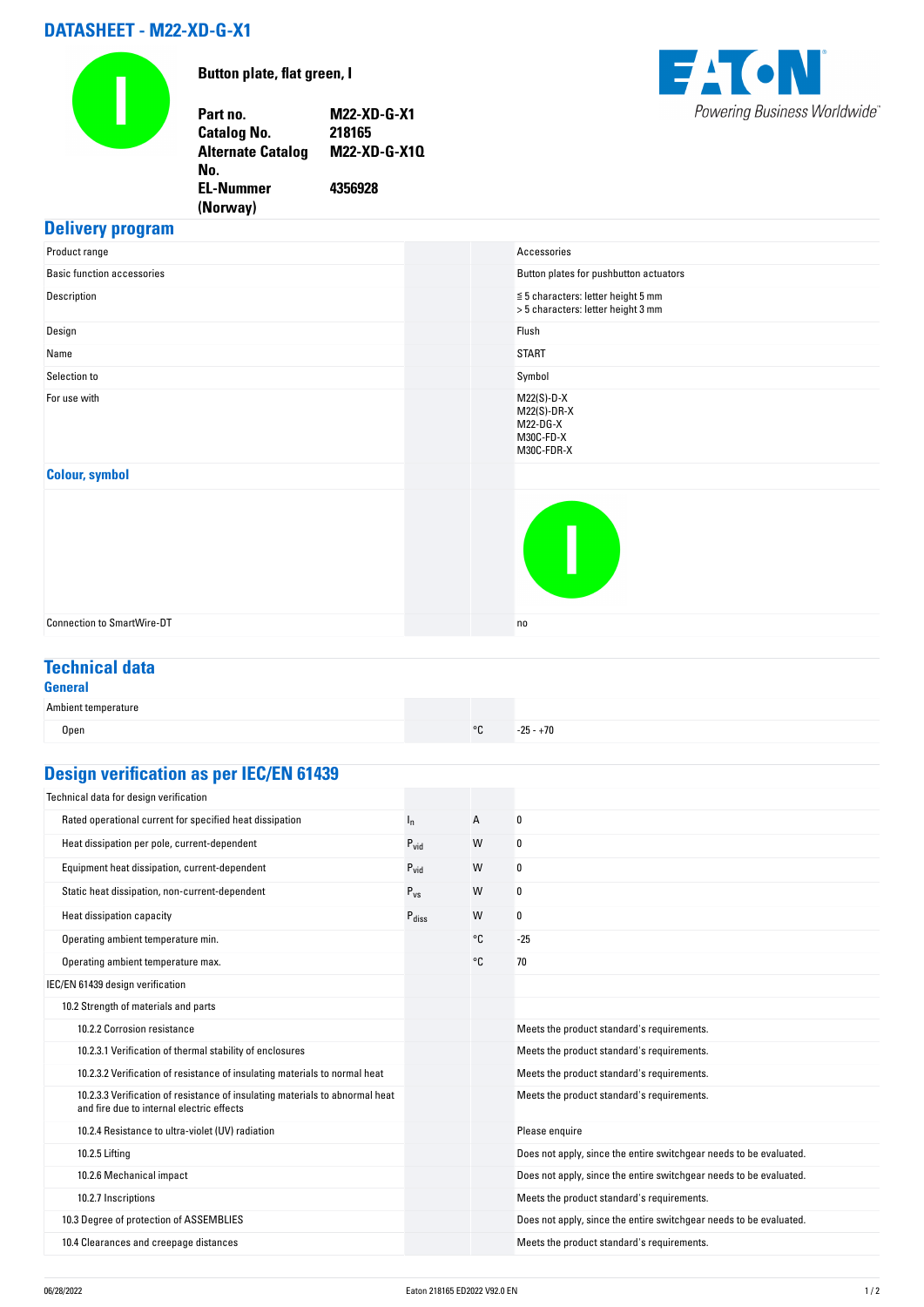# DATASHEET - M22-XD-G-X1

**Button plate, flat green, I**

| | |
|---|---|
| **Part no.** | **M22-XD-G-X1** |
| **Catalog No.** | **218165** |
| **Alternate Catalog No.** | **M22-XD-G-X1Q** |
| **EL-Nummer (Norway)** | **4356928** |

Powering Business Worldwide

## Delivery program

| | | | |
|---|---|---|---|
| Product range | | | Accessories |
| Basic function accessories | | | Button plates for pushbutton actuators |
| Description | | | ≦ 5 characters: letter height 5 mm<br>> 5 characters: letter height 3 mm |
| Design | | | Flush |
| Name | | | START |
| Selection to | | | Symbol |
| For use with | | | M22(S)-D-X<br>M22(S)-DR-X<br>M22-DG-X<br>M30C-FD-X<br>M30C-FDR-X |
| **Colour, symbol** | | | |
| Connection to SmartWire-DT | | | no |

## Technical data

### General

| | | | |
|---|---|---|---|
| Ambient temperature | | | |
| Open | | °C | -25 - +70 |

## Design verification as per IEC/EN 61439

| | | | |
|---|---|---|---|
| Technical data for design verification | | | |
| Rated operational current for specified heat dissipation | $I_n$ | A | 0 |
| Heat dissipation per pole, current-dependent | $P_{vid}$ | W | 0 |
| Equipment heat dissipation, current-dependent | $P_{vid}$ | W | 0 |
| Static heat dissipation, non-current-dependent | $P_{vs}$ | W | 0 |
| Heat dissipation capacity | $P_{diss}$ | W | 0 |
| Operating ambient temperature min. | | °C | -25 |
| Operating ambient temperature max. | | °C | 70 |
| IEC/EN 61439 design verification | | | |
| 10.2 Strength of materials and parts | | | |
| 10.2.2 Corrosion resistance | | | Meets the product standard's requirements. |
| 10.2.3.1 Verification of thermal stability of enclosures | | | Meets the product standard's requirements. |
| 10.2.3.2 Verification of resistance of insulating materials to normal heat | | | Meets the product standard's requirements. |
| 10.2.3.3 Verification of resistance of insulating materials to abnormal heat and fire due to internal electric effects | | | Meets the product standard's requirements. |
| 10.2.4 Resistance to ultra-violet (UV) radiation | | | Please enquire |
| 10.2.5 Lifting | | | Does not apply, since the entire switchgear needs to be evaluated. |
| 10.2.6 Mechanical impact | | | Does not apply, since the entire switchgear needs to be evaluated. |
| 10.2.7 Inscriptions | | | Meets the product standard's requirements. |
| 10.3 Degree of protection of ASSEMBLIES | | | Does not apply, since the entire switchgear needs to be evaluated. |
| 10.4 Clearances and creepage distances | | | Meets the product standard's requirements. |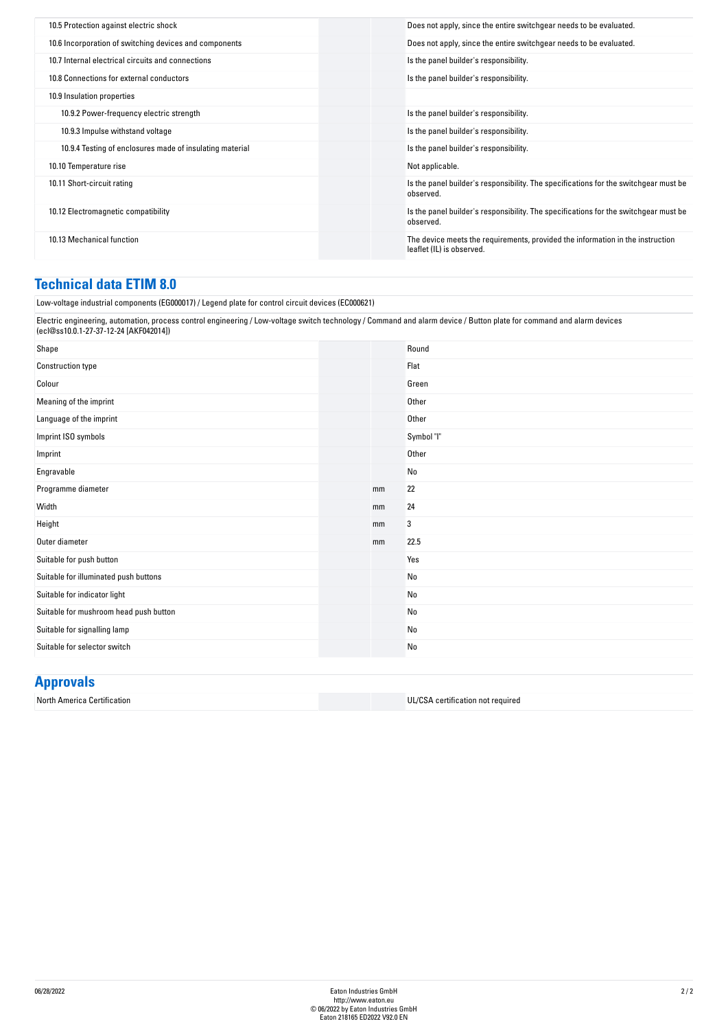| | | | |
|---|---|---|---|
| 10.5 Protection against electric shock | | | Does not apply, since the entire switchgear needs to be evaluated. |
| 10.6 Incorporation of switching devices and components | | | Does not apply, since the entire switchgear needs to be evaluated. |
| 10.7 Internal electrical circuits and connections | | | Is the panel builder's responsibility. |
| 10.8 Connections for external conductors | | | Is the panel builder's responsibility. |
| 10.9 Insulation properties | | | |
| 10.9.2 Power-frequency electric strength | | | Is the panel builder's responsibility. |
| 10.9.3 Impulse withstand voltage | | | Is the panel builder's responsibility. |
| 10.9.4 Testing of enclosures made of insulating material | | | Is the panel builder's responsibility. |
| 10.10 Temperature rise | | | Not applicable. |
| 10.11 Short-circuit rating | | | Is the panel builder's responsibility. The specifications for the switchgear must be observed. |
| 10.12 Electromagnetic compatibility | | | Is the panel builder's responsibility. The specifications for the switchgear must be observed. |
| 10.13 Mechanical function | | | The device meets the requirements, provided the information in the instruction leaflet (IL) is observed. |

## Technical data ETIM 8.0

Low-voltage industrial components (EG000017) / Legend plate for control circuit devices (EC000621)

Electric engineering, automation, process control engineering / Low-voltage switch technology / Command and alarm device / Button plate for command and alarm devices (ecl@ss10.0.1-27-37-12-24 [AKF042014])

| | | | |
|---|---|---|---|
| Shape | | | Round |
| Construction type | | | Flat |
| Colour | | | Green |
| Meaning of the imprint | | | Other |
| Language of the imprint | | | Other |
| Imprint ISO symbols | | | Symbol "I" |
| Imprint | | | Other |
| Engravable | | | No |
| Programme diameter | | mm | 22 |
| Width | | mm | 24 |
| Height | | mm | 3 |
| Outer diameter | | mm | 22.5 |
| Suitable for push button | | | Yes |
| Suitable for illuminated push buttons | | | No |
| Suitable for indicator light | | | No |
| Suitable for mushroom head push button | | | No |
| Suitable for signalling lamp | | | No |
| Suitable for selector switch | | | No |

## Approvals

| | | | |
|---|---|---|---|
| North America Certification | | | UL/CSA certification not required |